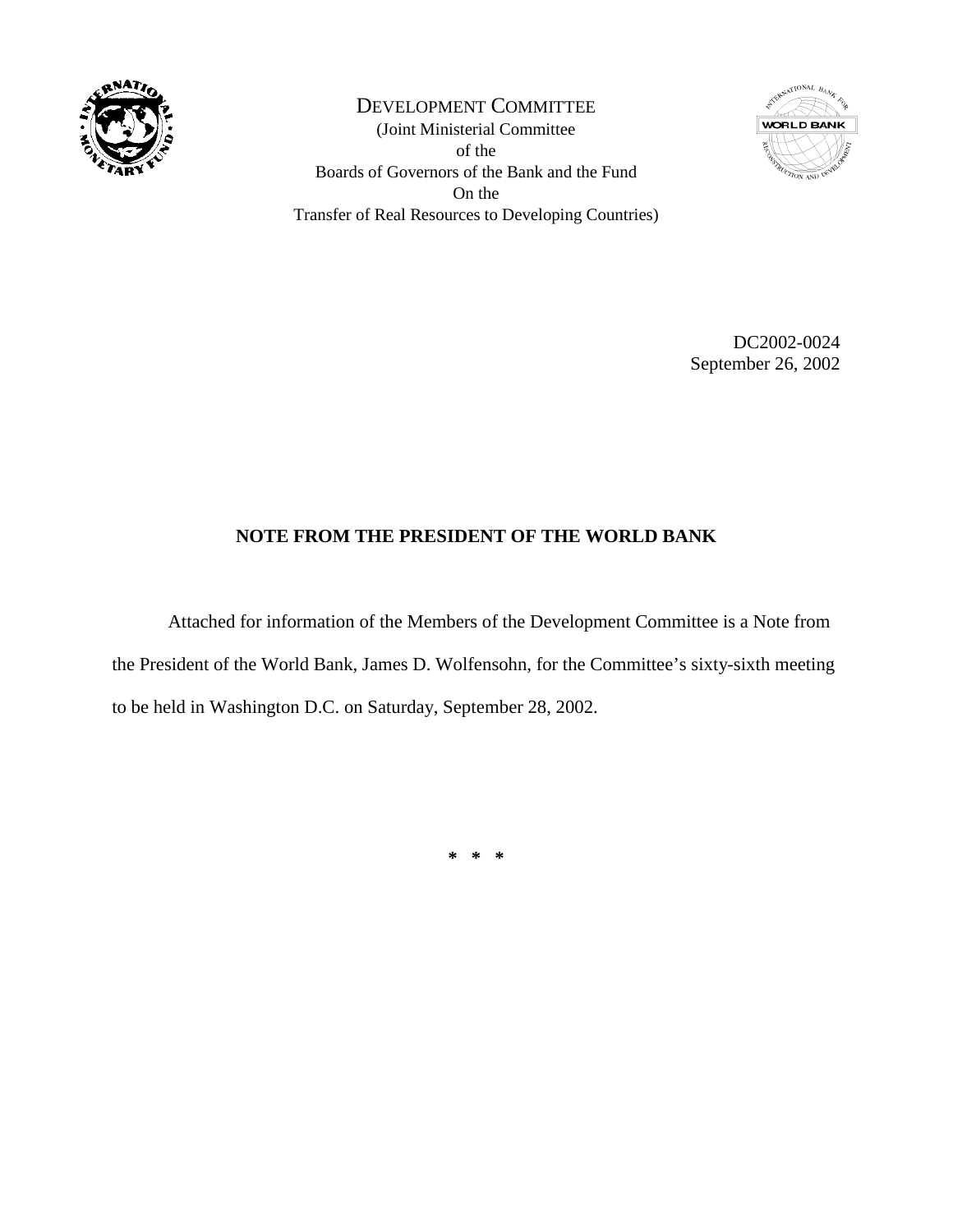DEVELOPMENT COMMITTEE
(Joint Ministerial Committee
of the
Boards of Governors of the Bank and the Fund
On the
Transfer of Real Resources to Developing Countries)

DC2002-0024
September 26, 2002

**NOTE FROM THE PRESIDENT OF THE WORLD BANK**

Attached for information of the Members of the Development Committee is a Note from the President of the World Bank, James D. Wolfensohn, for the Committee's sixty-sixth meeting to be held in Washington D.C. on Saturday, September 28, 2002.

\* \* \*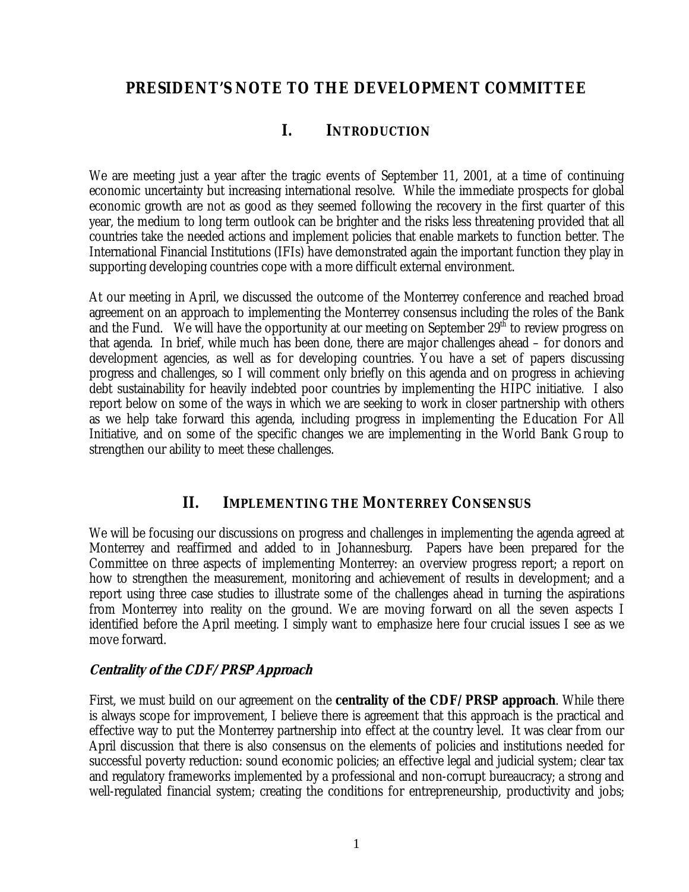# PRESIDENT'S NOTE TO THE DEVELOPMENT COMMITTEE

## I. INTRODUCTION

We are meeting just a year after the tragic events of September 11, 2001, at a time of continuing economic uncertainty but increasing international resolve. While the immediate prospects for global economic growth are not as good as they seemed following the recovery in the first quarter of this year, the medium to long term outlook can be brighter and the risks less threatening provided that all countries take the needed actions and implement policies that enable markets to function better. The International Financial Institutions (IFIs) have demonstrated again the important function they play in supporting developing countries cope with a more difficult external environment.

At our meeting in April, we discussed the outcome of the Monterrey conference and reached broad agreement on an approach to implementing the Monterrey consensus including the roles of the Bank and the Fund. We will have the opportunity at our meeting on September 29th to review progress on that agenda. In brief, while much has been done, there are major challenges ahead – for donors and development agencies, as well as for developing countries. You have a set of papers discussing progress and challenges, so I will comment only briefly on this agenda and on progress in achieving debt sustainability for heavily indebted poor countries by implementing the HIPC initiative. I also report below on some of the ways in which we are seeking to work in closer partnership with others as we help take forward this agenda, including progress in implementing the Education For All Initiative, and on some of the specific changes we are implementing in the World Bank Group to strengthen our ability to meet these challenges.

## II. IMPLEMENTING THE MONTERREY CONSENSUS

We will be focusing our discussions on progress and challenges in implementing the agenda agreed at Monterrey and reaffirmed and added to in Johannesburg. Papers have been prepared for the Committee on three aspects of implementing Monterrey: an overview progress report; a report on how to strengthen the measurement, monitoring and achievement of results in development; and a report using three case studies to illustrate some of the challenges ahead in turning the aspirations from Monterrey into reality on the ground. We are moving forward on all the seven aspects I identified before the April meeting. I simply want to emphasize here four crucial issues I see as we move forward.

### *Centrality of the CDF/PRSP Approach*

First, we must build on our agreement on the **centrality of the CDF/PRSP approach**. While there is always scope for improvement, I believe there is agreement that this approach is the practical and effective way to put the Monterrey partnership into effect at the country level. It was clear from our April discussion that there is also consensus on the elements of policies and institutions needed for successful poverty reduction: sound economic policies; an effective legal and judicial system; clear tax and regulatory frameworks implemented by a professional and non-corrupt bureaucracy; a strong and well-regulated financial system; creating the conditions for entrepreneurship, productivity and jobs;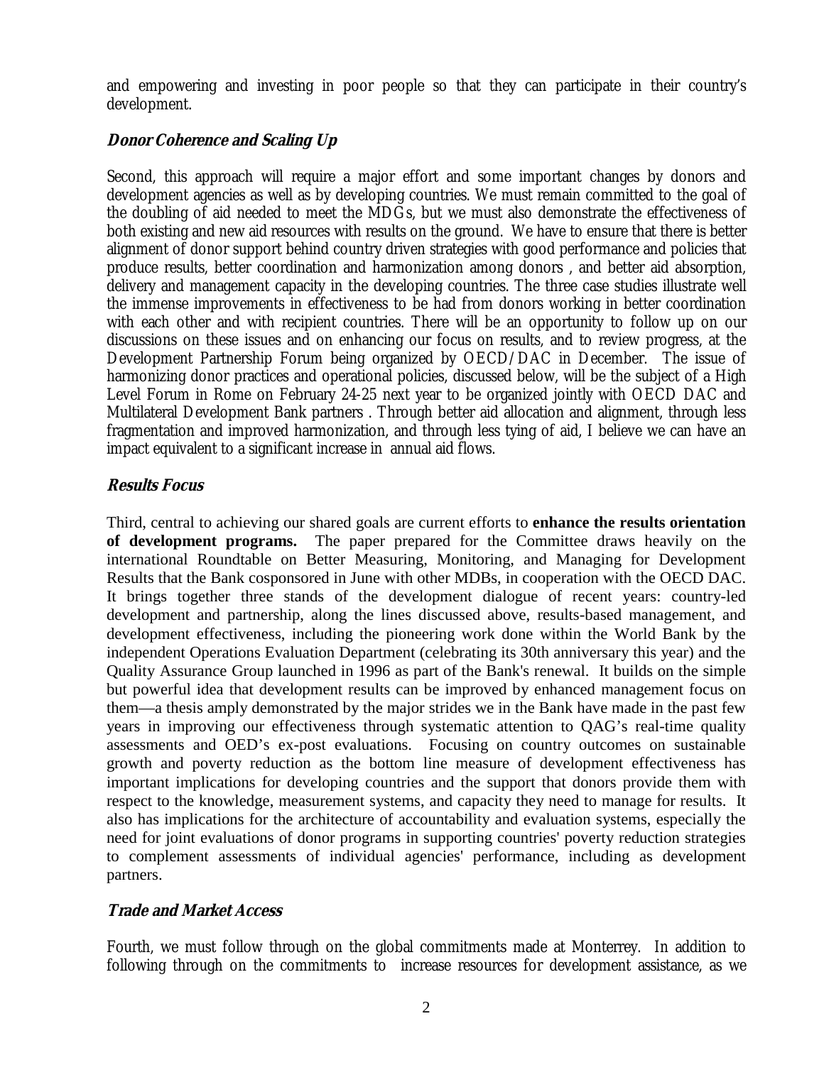and empowering and investing in poor people so that they can participate in their country's development.

### *Donor Coherence and Scaling Up*

Second, this approach will require a major effort and some important changes by donors and development agencies as well as by developing countries. We must remain committed to the goal of the doubling of aid needed to meet the MDGs, but we must also demonstrate the effectiveness of both existing and new aid resources with results on the ground. We have to ensure that there is better alignment of donor support behind country driven strategies with good performance and policies that produce results, better coordination and harmonization among donors , and better aid absorption, delivery and management capacity in the developing countries. The three case studies illustrate well the immense improvements in effectiveness to be had from donors working in better coordination with each other and with recipient countries. There will be an opportunity to follow up on our discussions on these issues and on enhancing our focus on results, and to review progress, at the Development Partnership Forum being organized by OECD/DAC in December. The issue of harmonizing donor practices and operational policies, discussed below, will be the subject of a High Level Forum in Rome on February 24-25 next year to be organized jointly with OECD DAC and Multilateral Development Bank partners . Through better aid allocation and alignment, through less fragmentation and improved harmonization, and through less tying of aid, I believe we can have an impact equivalent to a significant increase in annual aid flows.

### *Results Focus*

Third, central to achieving our shared goals are current efforts to **enhance the results orientation of development programs.** The paper prepared for the Committee draws heavily on the international Roundtable on Better Measuring, Monitoring, and Managing for Development Results that the Bank cosponsored in June with other MDBs, in cooperation with the OECD DAC. It brings together three stands of the development dialogue of recent years: country-led development and partnership, along the lines discussed above, results-based management, and development effectiveness, including the pioneering work done within the World Bank by the independent Operations Evaluation Department (celebrating its 30th anniversary this year) and the Quality Assurance Group launched in 1996 as part of the Bank's renewal. It builds on the simple but powerful idea that development results can be improved by enhanced management focus on them—a thesis amply demonstrated by the major strides we in the Bank have made in the past few years in improving our effectiveness through systematic attention to QAG's real-time quality assessments and OED's ex-post evaluations. Focusing on country outcomes on sustainable growth and poverty reduction as the bottom line measure of development effectiveness has important implications for developing countries and the support that donors provide them with respect to the knowledge, measurement systems, and capacity they need to manage for results. It also has implications for the architecture of accountability and evaluation systems, especially the need for joint evaluations of donor programs in supporting countries' poverty reduction strategies to complement assessments of individual agencies' performance, including as development partners.

### *Trade and Market Access*

Fourth, we must follow through on the global commitments made at Monterrey. In addition to following through on the commitments to increase resources for development assistance, as we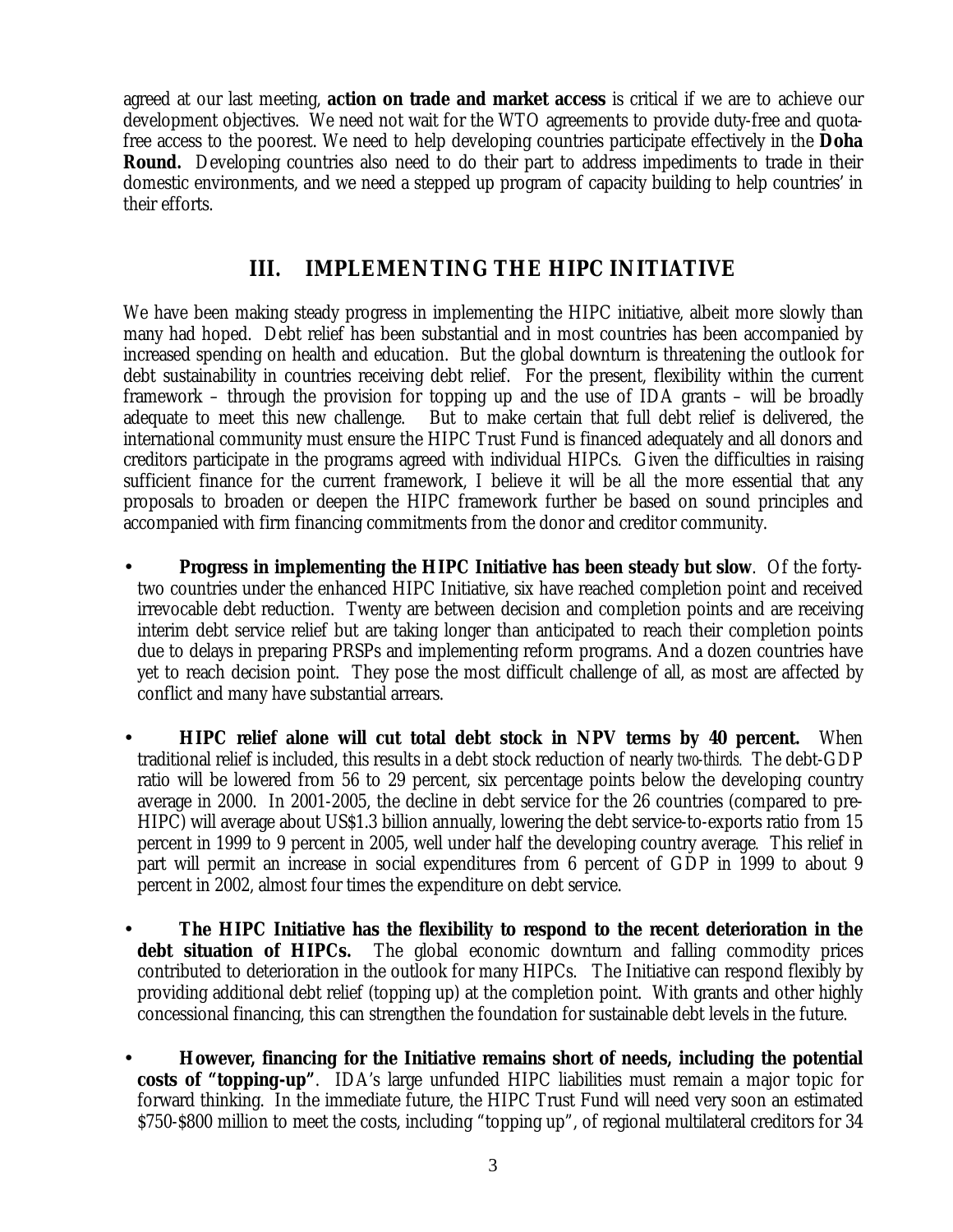agreed at our last meeting, **action on trade and market access** is critical if we are to achieve our development objectives. We need not wait for the WTO agreements to provide duty-free and quota-free access to the poorest. We need to help developing countries participate effectively in the **Doha Round.** Developing countries also need to do their part to address impediments to trade in their domestic environments, and we need a stepped up program of capacity building to help countries' in their efforts.

## III. IMPLEMENTING THE HIPC INITIATIVE

We have been making steady progress in implementing the HIPC initiative, albeit more slowly than many had hoped. Debt relief has been substantial and in most countries has been accompanied by increased spending on health and education. But the global downturn is threatening the outlook for debt sustainability in countries receiving debt relief. For the present, flexibility within the current framework – through the provision for topping up and the use of IDA grants – will be broadly adequate to meet this new challenge. But to make certain that full debt relief is delivered, the international community must ensure the HIPC Trust Fund is financed adequately and all donors and creditors participate in the programs agreed with individual HIPCs. Given the difficulties in raising sufficient finance for the current framework, I believe it will be all the more essential that any proposals to broaden or deepen the HIPC framework further be based on sound principles and accompanied with firm financing commitments from the donor and creditor community.

- **Progress in implementing the HIPC Initiative has been steady but slow**. Of the forty-two countries under the enhanced HIPC Initiative, six have reached completion point and received irrevocable debt reduction. Twenty are between decision and completion points and are receiving interim debt service relief but are taking longer than anticipated to reach their completion points due to delays in preparing PRSPs and implementing reform programs. And a dozen countries have yet to reach decision point. They pose the most difficult challenge of all, as most are affected by conflict and many have substantial arrears.

- **HIPC relief alone will cut total debt stock in NPV terms by 40 percent.** When traditional relief is included, this results in a debt stock reduction of nearly *two-thirds.* The debt-GDP ratio will be lowered from 56 to 29 percent, six percentage points below the developing country average in 2000. In 2001-2005, the decline in debt service for the 26 countries (compared to pre-HIPC) will average about US$1.3 billion annually, lowering the debt service-to-exports ratio from 15 percent in 1999 to 9 percent in 2005, well under half the developing country average. This relief in part will permit an increase in social expenditures from 6 percent of GDP in 1999 to about 9 percent in 2002, almost four times the expenditure on debt service.

- **The HIPC Initiative has the flexibility to respond to the recent deterioration in the debt situation of HIPCs.** The global economic downturn and falling commodity prices contributed to deterioration in the outlook for many HIPCs. The Initiative can respond flexibly by providing additional debt relief (topping up) at the completion point. With grants and other highly concessional financing, this can strengthen the foundation for sustainable debt levels in the future.

- **However, financing for the Initiative remains short of needs, including the potential costs of "topping-up"**. IDA's large unfunded HIPC liabilities must remain a major topic for forward thinking. In the immediate future, the HIPC Trust Fund will need very soon an estimated $750-$800 million to meet the costs, including "topping up", of regional multilateral creditors for 34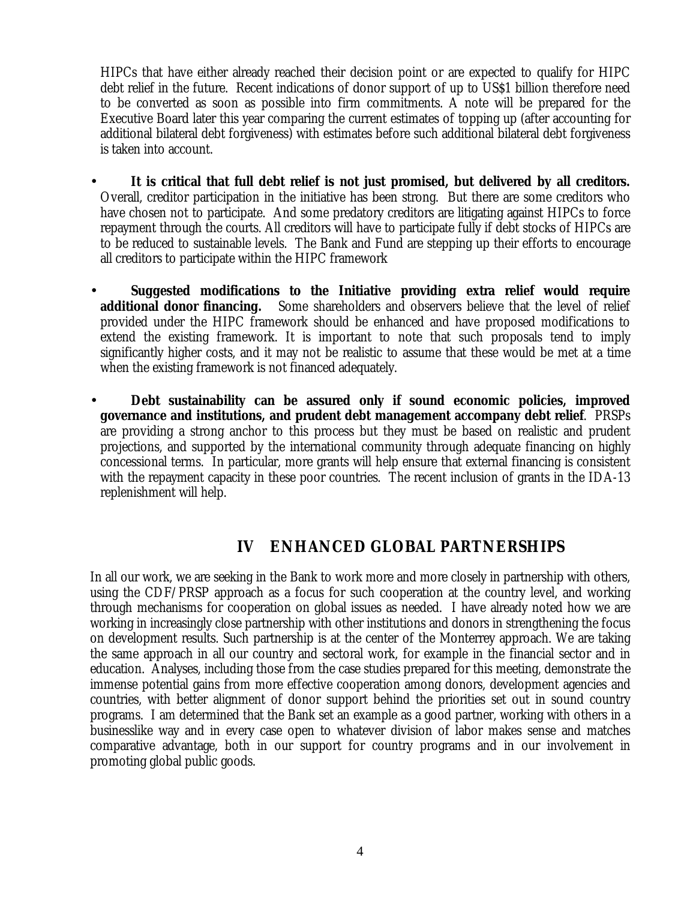HIPCs that have either already reached their decision point or are expected to qualify for HIPC debt relief in the future. Recent indications of donor support of up to US$1 billion therefore need to be converted as soon as possible into firm commitments. A note will be prepared for the Executive Board later this year comparing the current estimates of topping up (after accounting for additional bilateral debt forgiveness) with estimates before such additional bilateral debt forgiveness is taken into account.

- **It is critical that full debt relief is not just promised, but delivered by all creditors.** Overall, creditor participation in the initiative has been strong. But there are some creditors who have chosen not to participate. And some predatory creditors are litigating against HIPCs to force repayment through the courts. All creditors will have to participate fully if debt stocks of HIPCs are to be reduced to sustainable levels. The Bank and Fund are stepping up their efforts to encourage all creditors to participate within the HIPC framework

- **Suggested modifications to the Initiative providing extra relief would require additional donor financing.** Some shareholders and observers believe that the level of relief provided under the HIPC framework should be enhanced and have proposed modifications to extend the existing framework. It is important to note that such proposals tend to imply significantly higher costs, and it may not be realistic to assume that these would be met at a time when the existing framework is not financed adequately.

- **Debt sustainability can be assured only if sound economic policies, improved governance and institutions, and prudent debt management accompany debt relief**. PRSPs are providing a strong anchor to this process but they must be based on realistic and prudent projections, and supported by the international community through adequate financing on highly concessional terms. In particular, more grants will help ensure that external financing is consistent with the repayment capacity in these poor countries. The recent inclusion of grants in the IDA-13 replenishment will help.

## IV ENHANCED GLOBAL PARTNERSHIPS

In all our work, we are seeking in the Bank to work more and more closely in partnership with others, using the CDF/PRSP approach as a focus for such cooperation at the country level, and working through mechanisms for cooperation on global issues as needed. I have already noted how we are working in increasingly close partnership with other institutions and donors in strengthening the focus on development results. Such partnership is at the center of the Monterrey approach. We are taking the same approach in all our country and sectoral work, for example in the financial sector and in education. Analyses, including those from the case studies prepared for this meeting, demonstrate the immense potential gains from more effective cooperation among donors, development agencies and countries, with better alignment of donor support behind the priorities set out in sound country programs. I am determined that the Bank set an example as a good partner, working with others in a businesslike way and in every case open to whatever division of labor makes sense and matches comparative advantage, both in our support for country programs and in our involvement in promoting global public goods.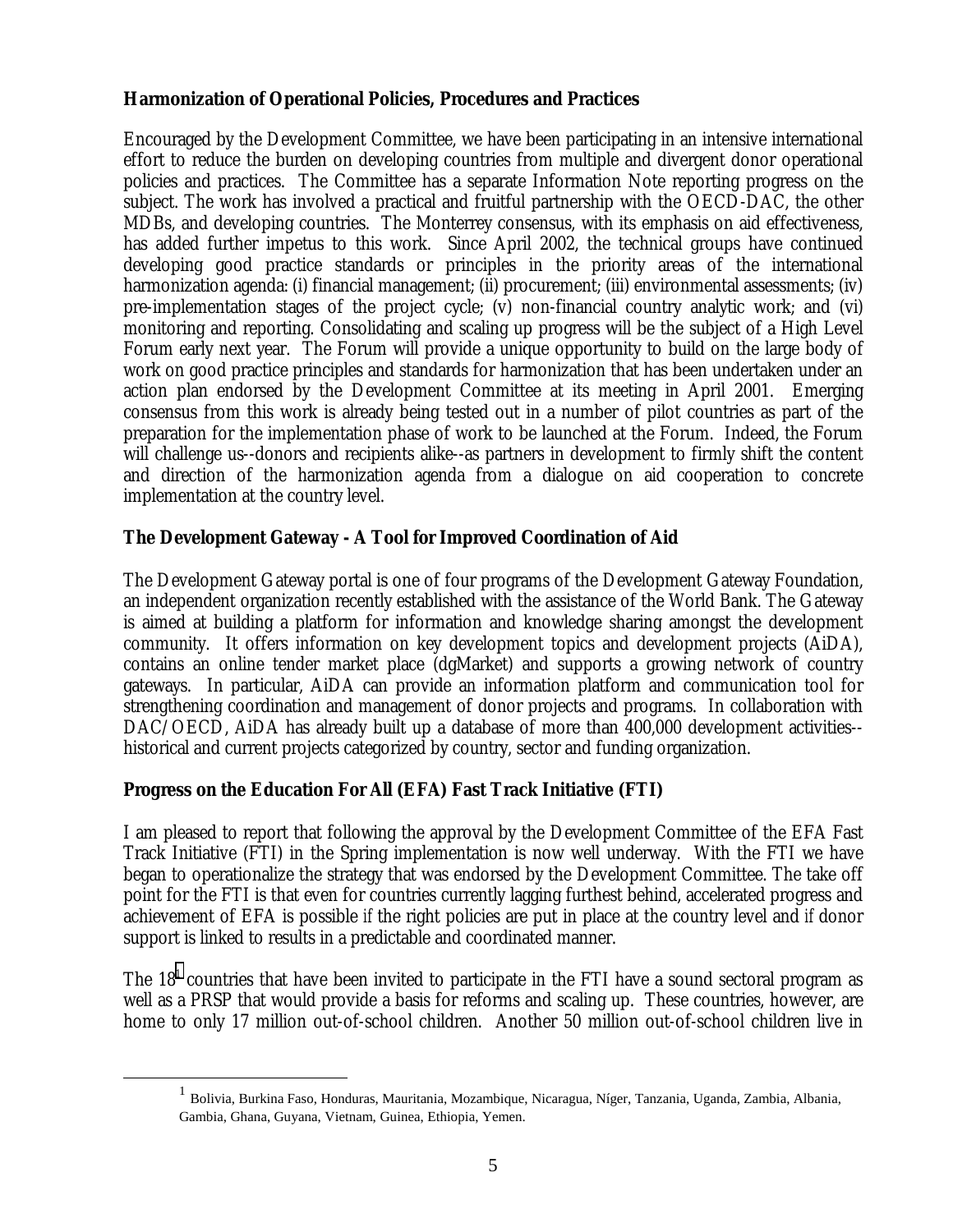**Harmonization of Operational Policies, Procedures and Practices**

Encouraged by the Development Committee, we have been participating in an intensive international effort to reduce the burden on developing countries from multiple and divergent donor operational policies and practices. The Committee has a separate Information Note reporting progress on the subject. The work has involved a practical and fruitful partnership with the OECD-DAC, the other MDBs, and developing countries. The Monterrey consensus, with its emphasis on aid effectiveness, has added further impetus to this work. Since April 2002, the technical groups have continued developing good practice standards or principles in the priority areas of the international harmonization agenda: (i) financial management; (ii) procurement; (iii) environmental assessments; (iv) pre-implementation stages of the project cycle; (v) non-financial country analytic work; and (vi) monitoring and reporting. Consolidating and scaling up progress will be the subject of a High Level Forum early next year. The Forum will provide a unique opportunity to build on the large body of work on good practice principles and standards for harmonization that has been undertaken under an action plan endorsed by the Development Committee at its meeting in April 2001. Emerging consensus from this work is already being tested out in a number of pilot countries as part of the preparation for the implementation phase of work to be launched at the Forum. Indeed, the Forum will challenge us--donors and recipients alike--as partners in development to firmly shift the content and direction of the harmonization agenda from a dialogue on aid cooperation to concrete implementation at the country level.

**The Development Gateway - A Tool for Improved Coordination of Aid**

The Development Gateway portal is one of four programs of the Development Gateway Foundation, an independent organization recently established with the assistance of the World Bank. The Gateway is aimed at building a platform for information and knowledge sharing amongst the development community. It offers information on key development topics and development projects (AiDA), contains an online tender market place (dgMarket) and supports a growing network of country gateways. In particular, AiDA can provide an information platform and communication tool for strengthening coordination and management of donor projects and programs. In collaboration with DAC/OECD, AiDA has already built up a database of more than 400,000 development activities--historical and current projects categorized by country, sector and funding organization.

**Progress on the Education For All (EFA) Fast Track Initiative (FTI)**

I am pleased to report that following the approval by the Development Committee of the EFA Fast Track Initiative (FTI) in the Spring implementation is now well underway. With the FTI we have began to operationalize the strategy that was endorsed by the Development Committee. The take off point for the FTI is that even for countries currently lagging furthest behind, accelerated progress and achievement of EFA is possible if the right policies are put in place at the country level and if donor support is linked to results in a predictable and coordinated manner.

The 18[1] countries that have been invited to participate in the FTI have a sound sectoral program as well as a PRSP that would provide a basis for reforms and scaling up. These countries, however, are home to only 17 million out-of-school children. Another 50 million out-of-school children live in

---

[1] Bolivia, Burkina Faso, Honduras, Mauritania, Mozambique, Nicaragua, Níger, Tanzania, Uganda, Zambia, Albania, Gambia, Ghana, Guyana, Vietnam, Guinea, Ethiopia, Yemen.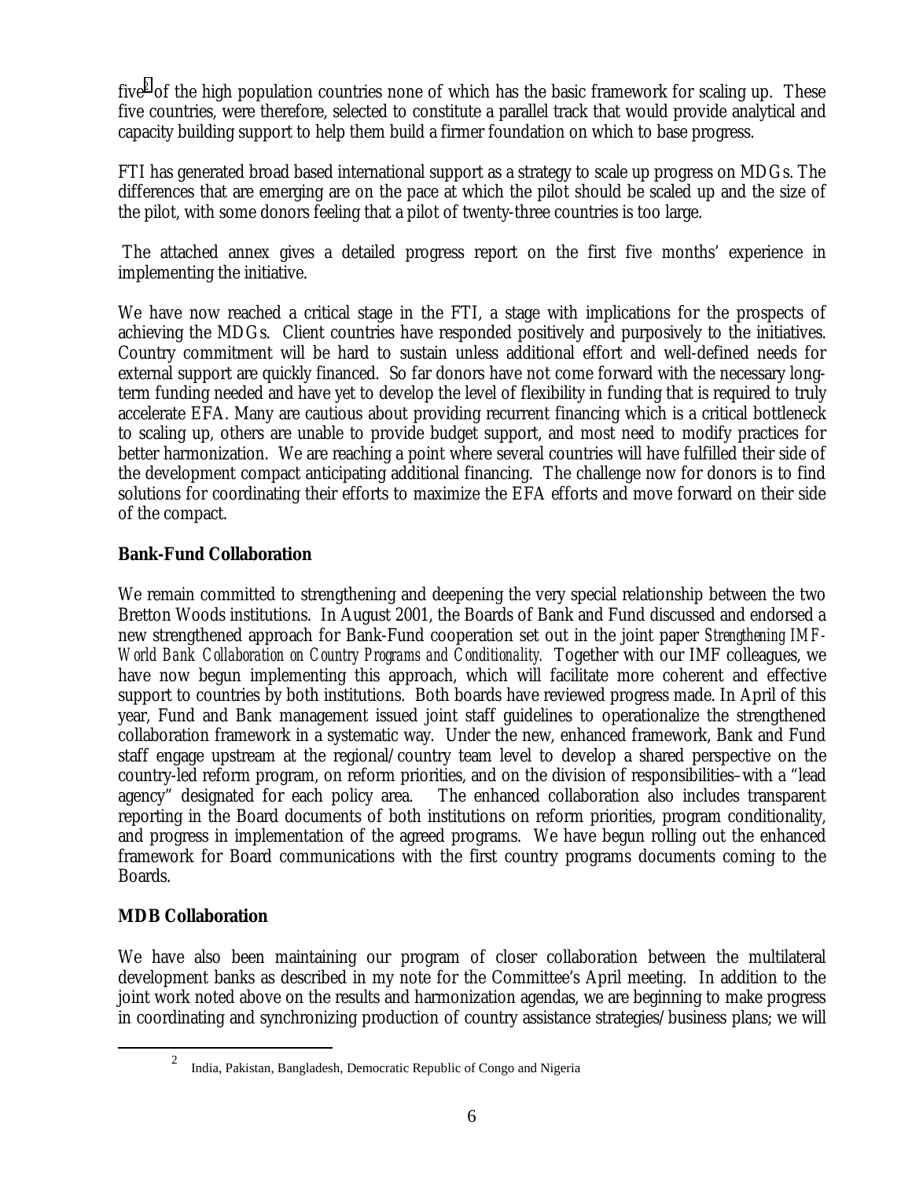five[2] of the high population countries none of which has the basic framework for scaling up. These five countries, were therefore, selected to constitute a parallel track that would provide analytical and capacity building support to help them build a firmer foundation on which to base progress.

FTI has generated broad based international support as a strategy to scale up progress on MDGs. The differences that are emerging are on the pace at which the pilot should be scaled up and the size of the pilot, with some donors feeling that a pilot of twenty-three countries is too large.

The attached annex gives a detailed progress report on the first five months' experience in implementing the initiative.

We have now reached a critical stage in the FTI, a stage with implications for the prospects of achieving the MDGs. Client countries have responded positively and purposively to the initiatives. Country commitment will be hard to sustain unless additional effort and well-defined needs for external support are quickly financed. So far donors have not come forward with the necessary long-term funding needed and have yet to develop the level of flexibility in funding that is required to truly accelerate EFA. Many are cautious about providing recurrent financing which is a critical bottleneck to scaling up, others are unable to provide budget support, and most need to modify practices for better harmonization. We are reaching a point where several countries will have fulfilled their side of the development compact anticipating additional financing. The challenge now for donors is to find solutions for coordinating their efforts to maximize the EFA efforts and move forward on their side of the compact.

**Bank-Fund Collaboration**

We remain committed to strengthening and deepening the very special relationship between the two Bretton Woods institutions. In August 2001, the Boards of Bank and Fund discussed and endorsed a new strengthened approach for Bank-Fund cooperation set out in the joint paper *Strengthening IMF-World Bank Collaboration on Country Programs and Conditionality.* Together with our IMF colleagues, we have now begun implementing this approach, which will facilitate more coherent and effective support to countries by both institutions. Both boards have reviewed progress made. In April of this year, Fund and Bank management issued joint staff guidelines to operationalize the strengthened collaboration framework in a systematic way. Under the new, enhanced framework, Bank and Fund staff engage upstream at the regional/country team level to develop a shared perspective on the country-led reform program, on reform priorities, and on the division of responsibilities–with a "lead agency" designated for each policy area. The enhanced collaboration also includes transparent reporting in the Board documents of both institutions on reform priorities, program conditionality, and progress in implementation of the agreed programs. We have begun rolling out the enhanced framework for Board communications with the first country programs documents coming to the Boards.

**MDB Collaboration**

We have also been maintaining our program of closer collaboration between the multilateral development banks as described in my note for the Committee's April meeting. In addition to the joint work noted above on the results and harmonization agendas, we are beginning to make progress in coordinating and synchronizing production of country assistance strategies/business plans; we will

[2] India, Pakistan, Bangladesh, Democratic Republic of Congo and Nigeria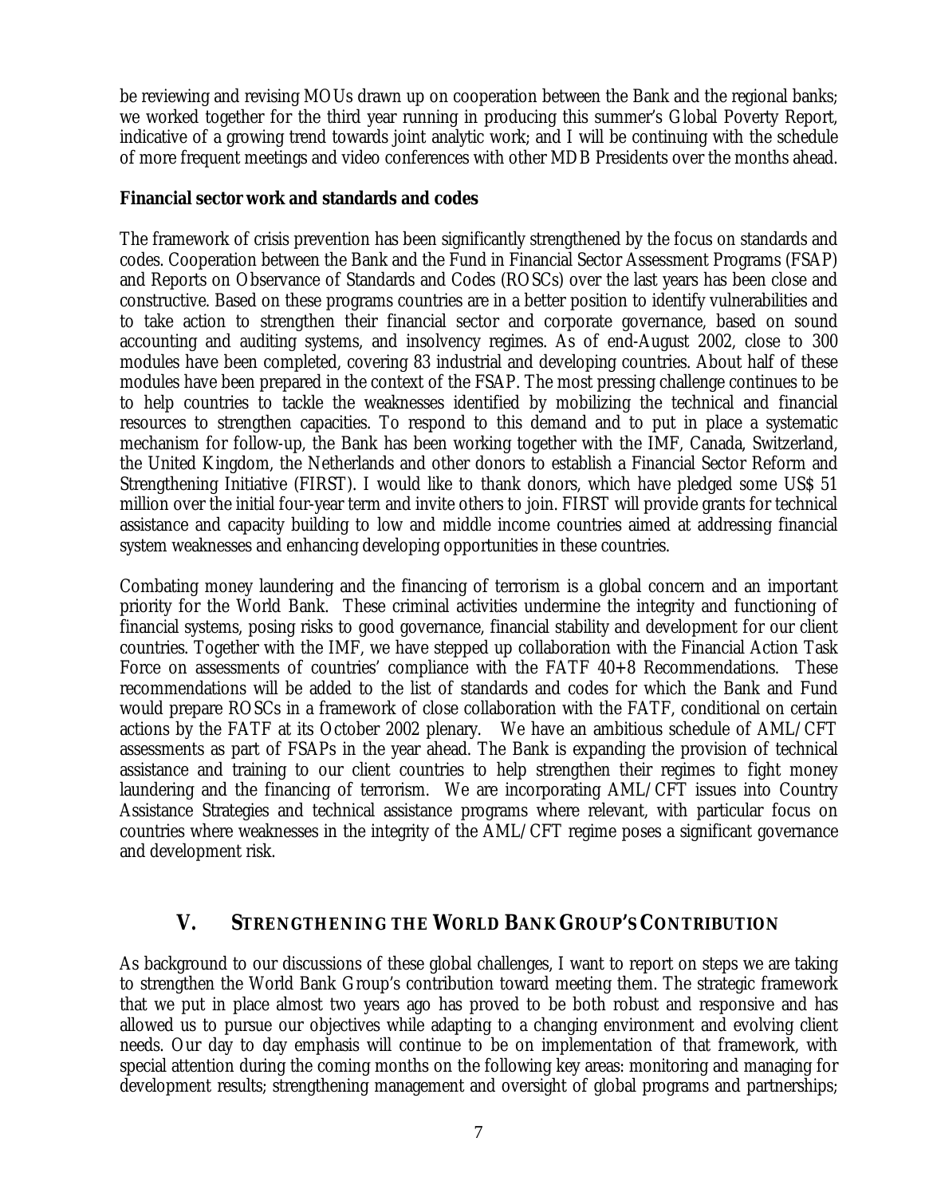be reviewing and revising MOUs drawn up on cooperation between the Bank and the regional banks; we worked together for the third year running in producing this summer's Global Poverty Report, indicative of a growing trend towards joint analytic work; and I will be continuing with the schedule of more frequent meetings and video conferences with other MDB Presidents over the months ahead.

**Financial sector work and standards and codes**

The framework of crisis prevention has been significantly strengthened by the focus on standards and codes. Cooperation between the Bank and the Fund in Financial Sector Assessment Programs (FSAP) and Reports on Observance of Standards and Codes (ROSCs) over the last years has been close and constructive. Based on these programs countries are in a better position to identify vulnerabilities and to take action to strengthen their financial sector and corporate governance, based on sound accounting and auditing systems, and insolvency regimes. As of end-August 2002, close to 300 modules have been completed, covering 83 industrial and developing countries. About half of these modules have been prepared in the context of the FSAP. The most pressing challenge continues to be to help countries to tackle the weaknesses identified by mobilizing the technical and financial resources to strengthen capacities. To respond to this demand and to put in place a systematic mechanism for follow-up, the Bank has been working together with the IMF, Canada, Switzerland, the United Kingdom, the Netherlands and other donors to establish a Financial Sector Reform and Strengthening Initiative (FIRST). I would like to thank donors, which have pledged some US$ 51 million over the initial four-year term and invite others to join. FIRST will provide grants for technical assistance and capacity building to low and middle income countries aimed at addressing financial system weaknesses and enhancing developing opportunities in these countries.

Combating money laundering and the financing of terrorism is a global concern and an important priority for the World Bank. These criminal activities undermine the integrity and functioning of financial systems, posing risks to good governance, financial stability and development for our client countries. Together with the IMF, we have stepped up collaboration with the Financial Action Task Force on assessments of countries' compliance with the FATF 40+8 Recommendations. These recommendations will be added to the list of standards and codes for which the Bank and Fund would prepare ROSCs in a framework of close collaboration with the FATF, conditional on certain actions by the FATF at its October 2002 plenary. We have an ambitious schedule of AML/CFT assessments as part of FSAPs in the year ahead. The Bank is expanding the provision of technical assistance and training to our client countries to help strengthen their regimes to fight money laundering and the financing of terrorism. We are incorporating AML/CFT issues into Country Assistance Strategies and technical assistance programs where relevant, with particular focus on countries where weaknesses in the integrity of the AML/CFT regime poses a significant governance and development risk.

## V. STRENGTHENING THE WORLD BANK GROUP'S CONTRIBUTION

As background to our discussions of these global challenges, I want to report on steps we are taking to strengthen the World Bank Group's contribution toward meeting them. The strategic framework that we put in place almost two years ago has proved to be both robust and responsive and has allowed us to pursue our objectives while adapting to a changing environment and evolving client needs. Our day to day emphasis will continue to be on implementation of that framework, with special attention during the coming months on the following key areas: monitoring and managing for development results; strengthening management and oversight of global programs and partnerships;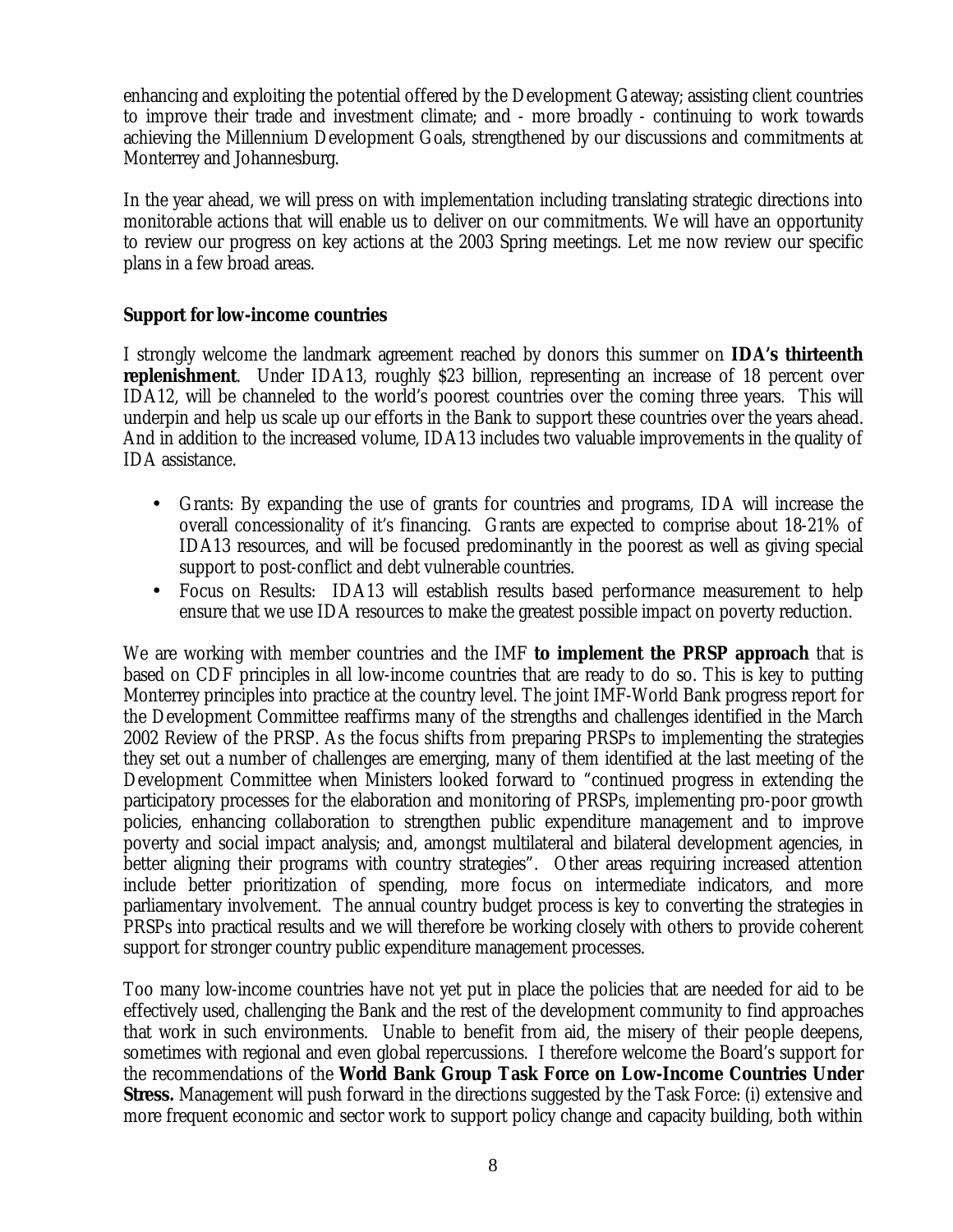enhancing and exploiting the potential offered by the Development Gateway; assisting client countries to improve their trade and investment climate; and - more broadly - continuing to work towards achieving the Millennium Development Goals, strengthened by our discussions and commitments at Monterrey and Johannesburg.

In the year ahead, we will press on with implementation including translating strategic directions into monitorable actions that will enable us to deliver on our commitments. We will have an opportunity to review our progress on key actions at the 2003 Spring meetings. Let me now review our specific plans in a few broad areas.

**Support for low-income countries**

I strongly welcome the landmark agreement reached by donors this summer on **IDA's thirteenth replenishment**. Under IDA13, roughly $23 billion, representing an increase of 18 percent over IDA12, will be channeled to the world's poorest countries over the coming three years. This will underpin and help us scale up our efforts in the Bank to support these countries over the years ahead. And in addition to the increased volume, IDA13 includes two valuable improvements in the quality of IDA assistance.

- Grants: By expanding the use of grants for countries and programs, IDA will increase the overall concessionality of it's financing. Grants are expected to comprise about 18-21% of IDA13 resources, and will be focused predominantly in the poorest as well as giving special support to post-conflict and debt vulnerable countries.
- Focus on Results: IDA13 will establish results based performance measurement to help ensure that we use IDA resources to make the greatest possible impact on poverty reduction.

We are working with member countries and the IMF **to implement the PRSP approach** that is based on CDF principles in all low-income countries that are ready to do so. This is key to putting Monterrey principles into practice at the country level. The joint IMF-World Bank progress report for the Development Committee reaffirms many of the strengths and challenges identified in the March 2002 Review of the PRSP. As the focus shifts from preparing PRSPs to implementing the strategies they set out a number of challenges are emerging, many of them identified at the last meeting of the Development Committee when Ministers looked forward to "continued progress in extending the participatory processes for the elaboration and monitoring of PRSPs, implementing pro-poor growth policies, enhancing collaboration to strengthen public expenditure management and to improve poverty and social impact analysis; and, amongst multilateral and bilateral development agencies, in better aligning their programs with country strategies". Other areas requiring increased attention include better prioritization of spending, more focus on intermediate indicators, and more parliamentary involvement. The annual country budget process is key to converting the strategies in PRSPs into practical results and we will therefore be working closely with others to provide coherent support for stronger country public expenditure management processes.

Too many low-income countries have not yet put in place the policies that are needed for aid to be effectively used, challenging the Bank and the rest of the development community to find approaches that work in such environments. Unable to benefit from aid, the misery of their people deepens, sometimes with regional and even global repercussions. I therefore welcome the Board's support for the recommendations of the **World Bank Group Task Force on Low-Income Countries Under Stress.** Management will push forward in the directions suggested by the Task Force: (i) extensive and more frequent economic and sector work to support policy change and capacity building, both within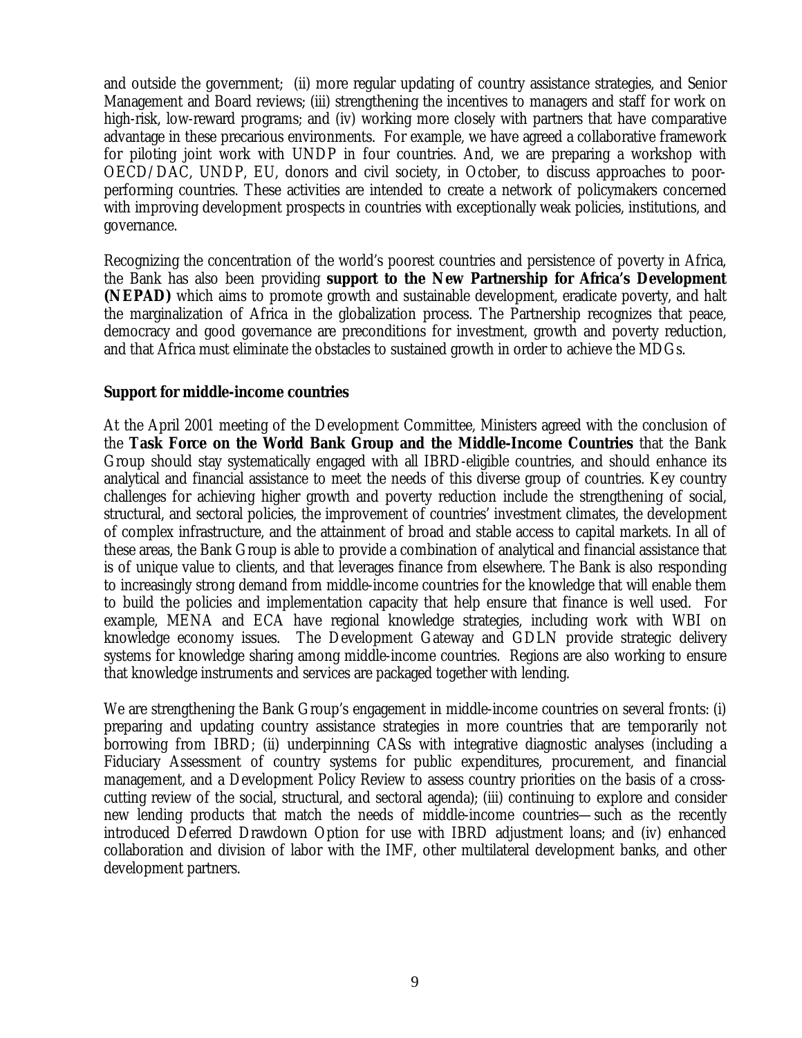and outside the government; (ii) more regular updating of country assistance strategies, and Senior Management and Board reviews; (iii) strengthening the incentives to managers and staff for work on high-risk, low-reward programs; and (iv) working more closely with partners that have comparative advantage in these precarious environments. For example, we have agreed a collaborative framework for piloting joint work with UNDP in four countries. And, we are preparing a workshop with OECD/DAC, UNDP, EU, donors and civil society, in October, to discuss approaches to poor-performing countries. These activities are intended to create a network of policymakers concerned with improving development prospects in countries with exceptionally weak policies, institutions, and governance.

Recognizing the concentration of the world's poorest countries and persistence of poverty in Africa, the Bank has also been providing **support to the New Partnership for Africa's Development (NEPAD)** which aims to promote growth and sustainable development, eradicate poverty, and halt the marginalization of Africa in the globalization process. The Partnership recognizes that peace, democracy and good governance are preconditions for investment, growth and poverty reduction, and that Africa must eliminate the obstacles to sustained growth in order to achieve the MDGs.

**Support for middle-income countries**

At the April 2001 meeting of the Development Committee, Ministers agreed with the conclusion of the **Task Force on the World Bank Group and the Middle-Income Countries** that the Bank Group should stay systematically engaged with all IBRD-eligible countries, and should enhance its analytical and financial assistance to meet the needs of this diverse group of countries. Key country challenges for achieving higher growth and poverty reduction include the strengthening of social, structural, and sectoral policies, the improvement of countries' investment climates, the development of complex infrastructure, and the attainment of broad and stable access to capital markets. In all of these areas, the Bank Group is able to provide a combination of analytical and financial assistance that is of unique value to clients, and that leverages finance from elsewhere. The Bank is also responding to increasingly strong demand from middle-income countries for the knowledge that will enable them to build the policies and implementation capacity that help ensure that finance is well used. For example, MENA and ECA have regional knowledge strategies, including work with WBI on knowledge economy issues. The Development Gateway and GDLN provide strategic delivery systems for knowledge sharing among middle-income countries. Regions are also working to ensure that knowledge instruments and services are packaged together with lending.

We are strengthening the Bank Group's engagement in middle-income countries on several fronts: (i) preparing and updating country assistance strategies in more countries that are temporarily not borrowing from IBRD; (ii) underpinning CASs with integrative diagnostic analyses (including a Fiduciary Assessment of country systems for public expenditures, procurement, and financial management, and a Development Policy Review to assess country priorities on the basis of a cross-cutting review of the social, structural, and sectoral agenda); (iii) continuing to explore and consider new lending products that match the needs of middle-income countries—such as the recently introduced Deferred Drawdown Option for use with IBRD adjustment loans; and (iv) enhanced collaboration and division of labor with the IMF, other multilateral development banks, and other development partners.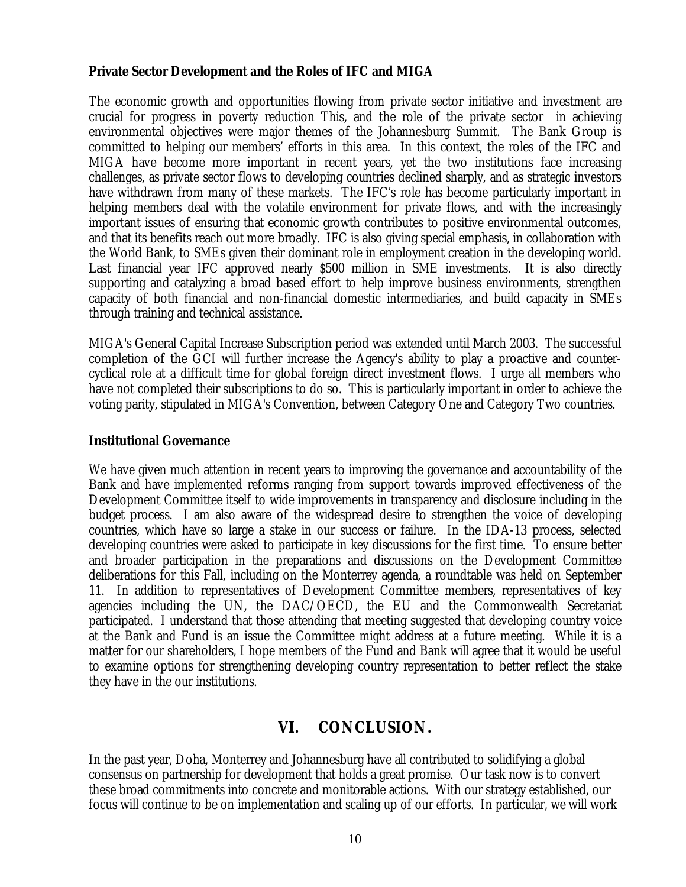**Private Sector Development and the Roles of IFC and MIGA**

The economic growth and opportunities flowing from private sector initiative and investment are crucial for progress in poverty reduction This, and the role of the private sector in achieving environmental objectives were major themes of the Johannesburg Summit. The Bank Group is committed to helping our members' efforts in this area. In this context, the roles of the IFC and MIGA have become more important in recent years, yet the two institutions face increasing challenges, as private sector flows to developing countries declined sharply, and as strategic investors have withdrawn from many of these markets. The IFC's role has become particularly important in helping members deal with the volatile environment for private flows, and with the increasingly important issues of ensuring that economic growth contributes to positive environmental outcomes, and that its benefits reach out more broadly. IFC is also giving special emphasis, in collaboration with the World Bank, to SMEs given their dominant role in employment creation in the developing world. Last financial year IFC approved nearly $500 million in SME investments. It is also directly supporting and catalyzing a broad based effort to help improve business environments, strengthen capacity of both financial and non-financial domestic intermediaries, and build capacity in SMEs through training and technical assistance.

MIGA's General Capital Increase Subscription period was extended until March 2003. The successful completion of the GCI will further increase the Agency's ability to play a proactive and counter-cyclical role at a difficult time for global foreign direct investment flows. I urge all members who have not completed their subscriptions to do so. This is particularly important in order to achieve the voting parity, stipulated in MIGA's Convention, between Category One and Category Two countries.

**Institutional Governance**

We have given much attention in recent years to improving the governance and accountability of the Bank and have implemented reforms ranging from support towards improved effectiveness of the Development Committee itself to wide improvements in transparency and disclosure including in the budget process. I am also aware of the widespread desire to strengthen the voice of developing countries, which have so large a stake in our success or failure. In the IDA-13 process, selected developing countries were asked to participate in key discussions for the first time. To ensure better and broader participation in the preparations and discussions on the Development Committee deliberations for this Fall, including on the Monterrey agenda, a roundtable was held on September 11. In addition to representatives of Development Committee members, representatives of key agencies including the UN, the DAC/OECD, the EU and the Commonwealth Secretariat participated. I understand that those attending that meeting suggested that developing country voice at the Bank and Fund is an issue the Committee might address at a future meeting. While it is a matter for our shareholders, I hope members of the Fund and Bank will agree that it would be useful to examine options for strengthening developing country representation to better reflect the stake they have in the our institutions.

## VI. CONCLUSION.

In the past year, Doha, Monterrey and Johannesburg have all contributed to solidifying a global consensus on partnership for development that holds a great promise. Our task now is to convert these broad commitments into concrete and monitorable actions. With our strategy established, our focus will continue to be on implementation and scaling up of our efforts. In particular, we will work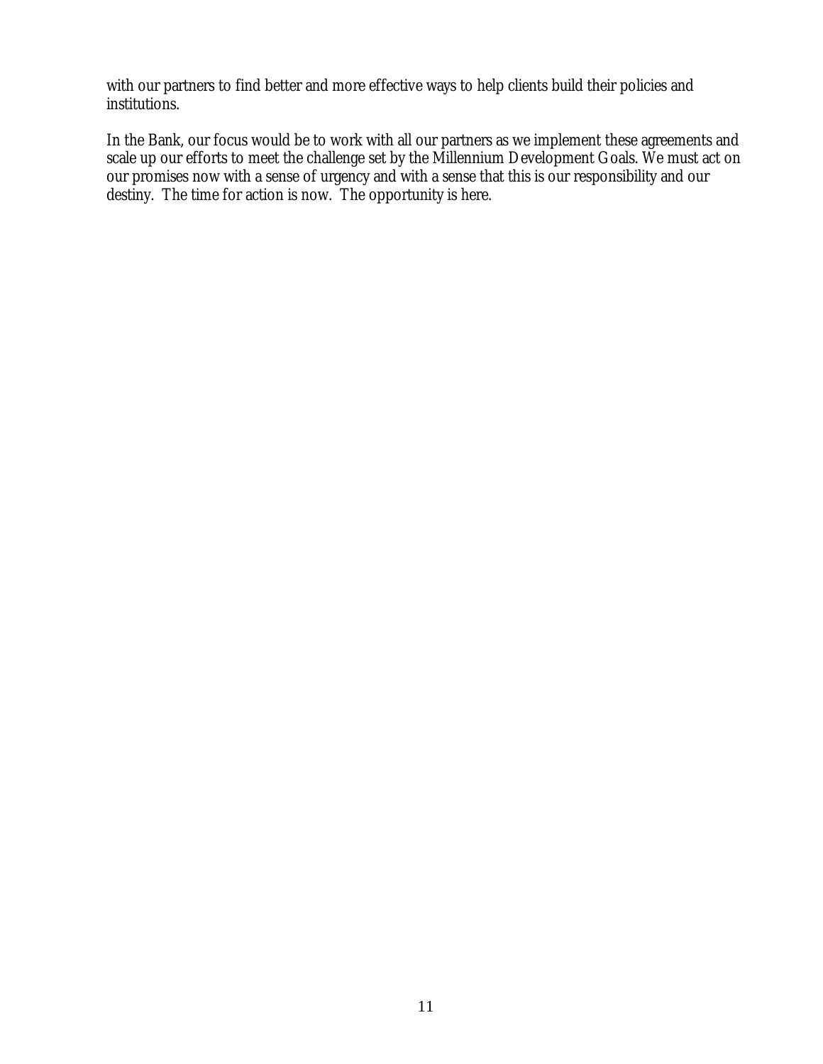with our partners to find better and more effective ways to help clients build their policies and institutions.

In the Bank, our focus would be to work with all our partners as we implement these agreements and scale up our efforts to meet the challenge set by the Millennium Development Goals. We must act on our promises now with a sense of urgency and with a sense that this is our responsibility and our destiny. The time for action is now. The opportunity is here.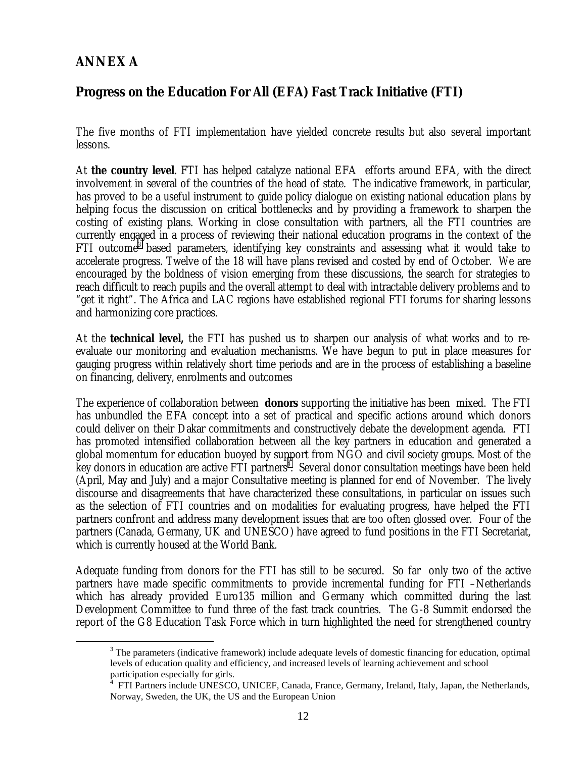# ANNEX A

## Progress on the Education For All (EFA) Fast Track Initiative (FTI)

The five months of FTI implementation have yielded concrete results but also several important lessons.

At **the country level**. FTI has helped catalyze national EFA efforts around EFA, with the direct involvement in several of the countries of the head of state. The indicative framework, in particular, has proved to be a useful instrument to guide policy dialogue on existing national education plans by helping focus the discussion on critical bottlenecks and by providing a framework to sharpen the costing of existing plans. Working in close consultation with partners, all the FTI countries are currently engaged in a process of reviewing their national education programs in the context of the FTI outcome[3] based parameters, identifying key constraints and assessing what it would take to accelerate progress. Twelve of the 18 will have plans revised and costed by end of October. We are encouraged by the boldness of vision emerging from these discussions, the search for strategies to reach difficult to reach pupils and the overall attempt to deal with intractable delivery problems and to "get it right". The Africa and LAC regions have established regional FTI forums for sharing lessons and harmonizing core practices.

At the **technical level,** the FTI has pushed us to sharpen our analysis of what works and to re-evaluate our monitoring and evaluation mechanisms. We have begun to put in place measures for gauging progress within relatively short time periods and are in the process of establishing a baseline on financing, delivery, enrolments and outcomes

The experience of collaboration between **donors** supporting the initiative has been mixed. The FTI has unbundled the EFA concept into a set of practical and specific actions around which donors could deliver on their Dakar commitments and constructively debate the development agenda. FTI has promoted intensified collaboration between all the key partners in education and generated a global momentum for education buoyed by support from NGO and civil society groups. Most of the key donors in education are active FTI partners[4]. Several donor consultation meetings have been held (April, May and July) and a major Consultative meeting is planned for end of November. The lively discourse and disagreements that have characterized these consultations, in particular on issues such as the selection of FTI countries and on modalities for evaluating progress, have helped the FTI partners confront and address many development issues that are too often glossed over. Four of the partners (Canada, Germany, UK and UNESCO) have agreed to fund positions in the FTI Secretariat, which is currently housed at the World Bank.

Adequate funding from donors for the FTI has still to be secured. So far only two of the active partners have made specific commitments to provide incremental funding for FTI –Netherlands which has already provided Euro135 million and Germany which committed during the last Development Committee to fund three of the fast track countries. The G-8 Summit endorsed the report of the G8 Education Task Force which in turn highlighted the need for strengthened country

---

[3] The parameters (indicative framework) include adequate levels of domestic financing for education, optimal levels of education quality and efficiency, and increased levels of learning achievement and school participation especially for girls.

[4] FTI Partners include UNESCO, UNICEF, Canada, France, Germany, Ireland, Italy, Japan, the Netherlands, Norway, Sweden, the UK, the US and the European Union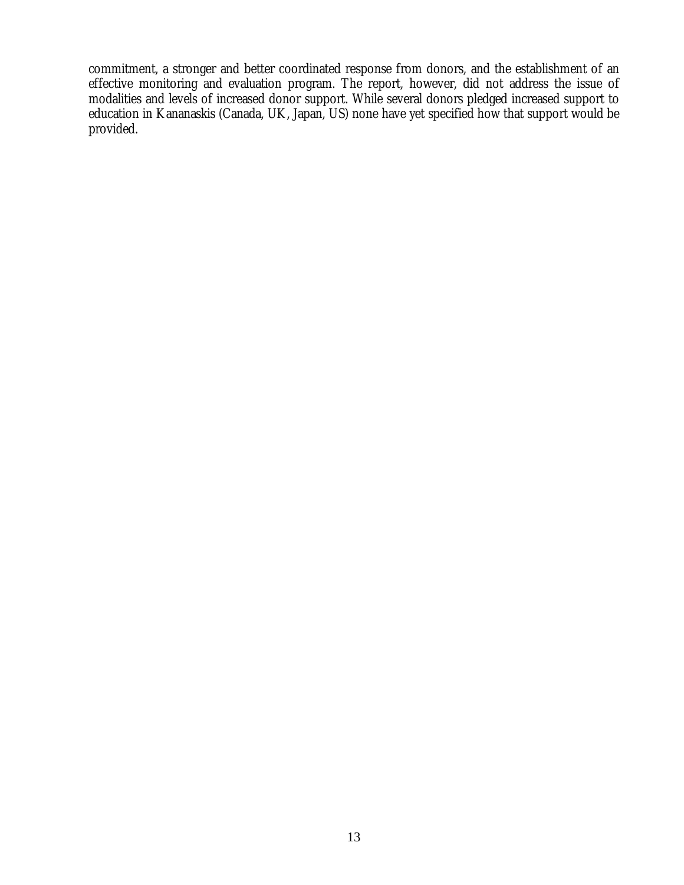commitment, a stronger and better coordinated response from donors, and the establishment of an effective monitoring and evaluation program. The report, however, did not address the issue of modalities and levels of increased donor support. While several donors pledged increased support to education in Kananaskis (Canada, UK, Japan, US) none have yet specified how that support would be provided.